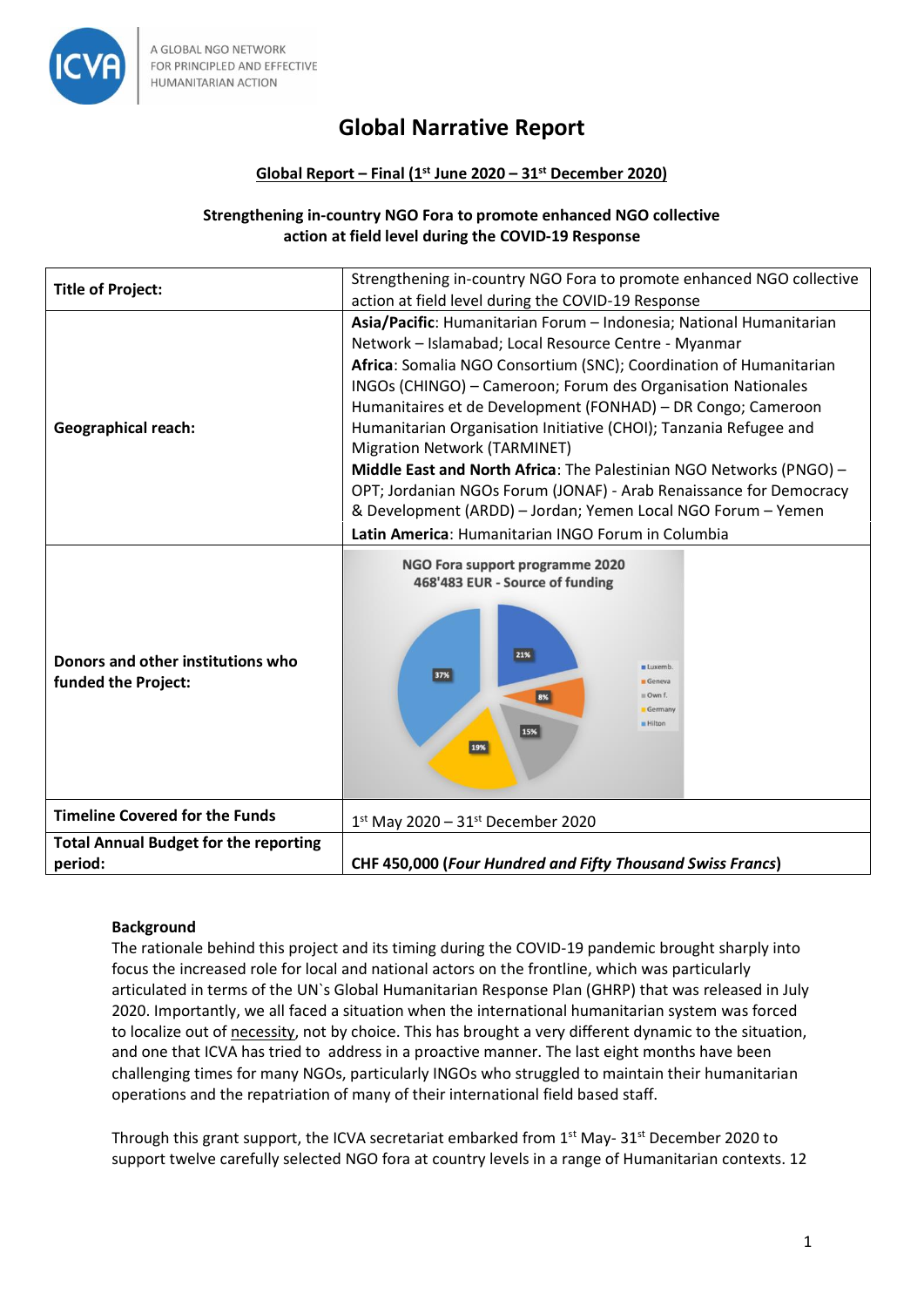# Global Narrative Report

**Global Report – Final (1st June 2020 – 31st December 2020)**

**Strengthening in-country NGO Fora to promote enhanced NGO collective action at field level during the COVID-19 Response**

| | |
|---|---|
| **Title of Project:** | Strengthening in-country NGO Fora to promote enhanced NGO collective action at field level during the COVID-19 Response |
| **Geographical reach:** | **Asia/Pacific**: Humanitarian Forum – Indonesia; National Humanitarian Network – Islamabad; Local Resource Centre - Myanmar<br>**Africa**: Somalia NGO Consortium (SNC); Coordination of Humanitarian INGOs (CHINGO) – Cameroon; Forum des Organisation Nationales Humanitaires et de Development (FONHAD) – DR Congo; Cameroon Humanitarian Organisation Initiative (CHOI); Tanzania Refugee and Migration Network (TARMINET)<br>**Middle East and North Africa**: The Palestinian NGO Networks (PNGO) – OPT; Jordanian NGOs Forum (JONAF) - Arab Renaissance for Democracy & Development (ARDD) – Jordan; Yemen Local NGO Forum – Yemen<br>**Latin America**: Humanitarian INGO Forum in Columbia |
| **Donors and other institutions who funded the Project:** | NGO Fora support programme 2020<br>468'483 EUR - Source of funding<br>Luxemb. 21%; Geneva 8%; Own f. 15%; Germany 19%; Hilton 37% |
| **Timeline Covered for the Funds** | 1st May 2020 – 31st December 2020 |
| **Total Annual Budget for the reporting period:** | **CHF 450,000 (*Four Hundred and Fifty Thousand Swiss Francs*)** |

**Background**

The rationale behind this project and its timing during the COVID-19 pandemic brought sharply into focus the increased role for local and national actors on the frontline, which was particularly articulated in terms of the UN`s Global Humanitarian Response Plan (GHRP) that was released in July 2020. Importantly, we all faced a situation when the international humanitarian system was forced to localize out of necessity, not by choice. This has brought a very different dynamic to the situation, and one that ICVA has tried to address in a proactive manner. The last eight months have been challenging times for many NGOs, particularly INGOs who struggled to maintain their humanitarian operations and the repatriation of many of their international field based staff.

Through this grant support, the ICVA secretariat embarked from 1st May- 31st December 2020 to support twelve carefully selected NGO fora at country levels in a range of Humanitarian contexts. 12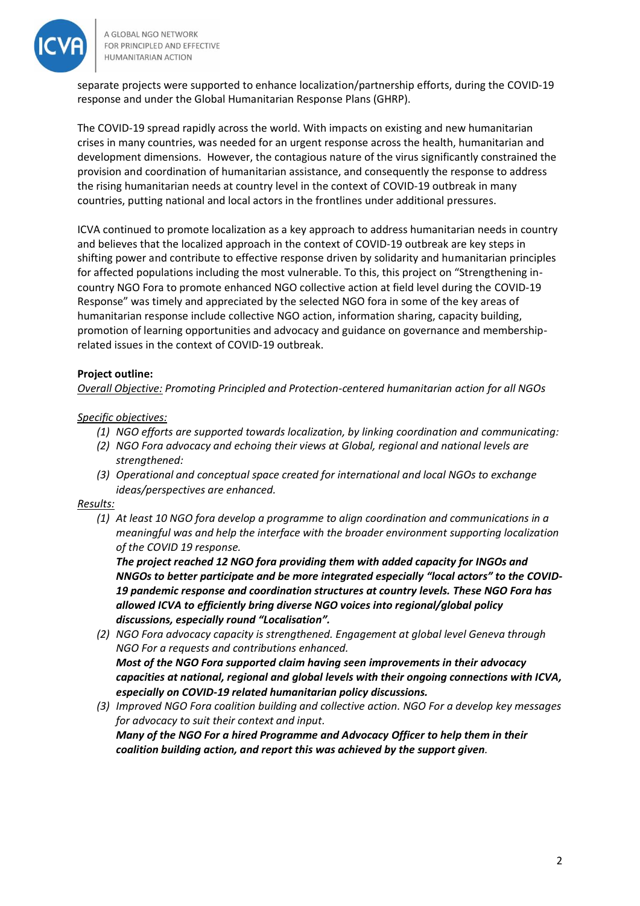separate projects were supported to enhance localization/partnership efforts, during the COVID-19 response and under the Global Humanitarian Response Plans (GHRP).

The COVID-19 spread rapidly across the world. With impacts on existing and new humanitarian crises in many countries, was needed for an urgent response across the health, humanitarian and development dimensions. However, the contagious nature of the virus significantly constrained the provision and coordination of humanitarian assistance, and consequently the response to address the rising humanitarian needs at country level in the context of COVID-19 outbreak in many countries, putting national and local actors in the frontlines under additional pressures.

ICVA continued to promote localization as a key approach to address humanitarian needs in country and believes that the localized approach in the context of COVID-19 outbreak are key steps in shifting power and contribute to effective response driven by solidarity and humanitarian principles for affected populations including the most vulnerable. To this, this project on "Strengthening in-country NGO Fora to promote enhanced NGO collective action at field level during the COVID-19 Response" was timely and appreciated by the selected NGO fora in some of the key areas of humanitarian response include collective NGO action, information sharing, capacity building, promotion of learning opportunities and advocacy and guidance on governance and membership-related issues in the context of COVID-19 outbreak.

**Project outline:**

<u>Overall Objective:</u> *Promoting Principled and Protection-centered humanitarian action for all NGOs*

<u>Specific objectives:</u>

1. *NGO efforts are supported towards localization, by linking coordination and communicating:*
2. *NGO Fora advocacy and echoing their views at Global, regional and national levels are strengthened:*
3. *Operational and conceptual space created for international and local NGOs to exchange ideas/perspectives are enhanced.*

<u>Results:</u>

1. *At least 10 NGO fora develop a programme to align coordination and communications in a meaningful was and help the interface with the broader environment supporting localization of the COVID 19 response.*
   ***The project reached 12 NGO fora providing them with added capacity for INGOs and NNGOs to better participate and be more integrated especially "local actors" to the COVID-19 pandemic response and coordination structures at country levels. These NGO Fora has allowed ICVA to efficiently bring diverse NGO voices into regional/global policy discussions, especially round "Localisation".***
2. *NGO Fora advocacy capacity is strengthened. Engagement at global level Geneva through NGO For a requests and contributions enhanced.*
   ***Most of the NGO Fora supported claim having seen improvements in their advocacy capacities at national, regional and global levels with their ongoing connections with ICVA, especially on COVID-19 related humanitarian policy discussions.***
3. *Improved NGO Fora coalition building and collective action. NGO For a develop key messages for advocacy to suit their context and input.*
   ***Many of the NGO For a hired Programme and Advocacy Officer to help them in their coalition building action, and report this was achieved by the support given.***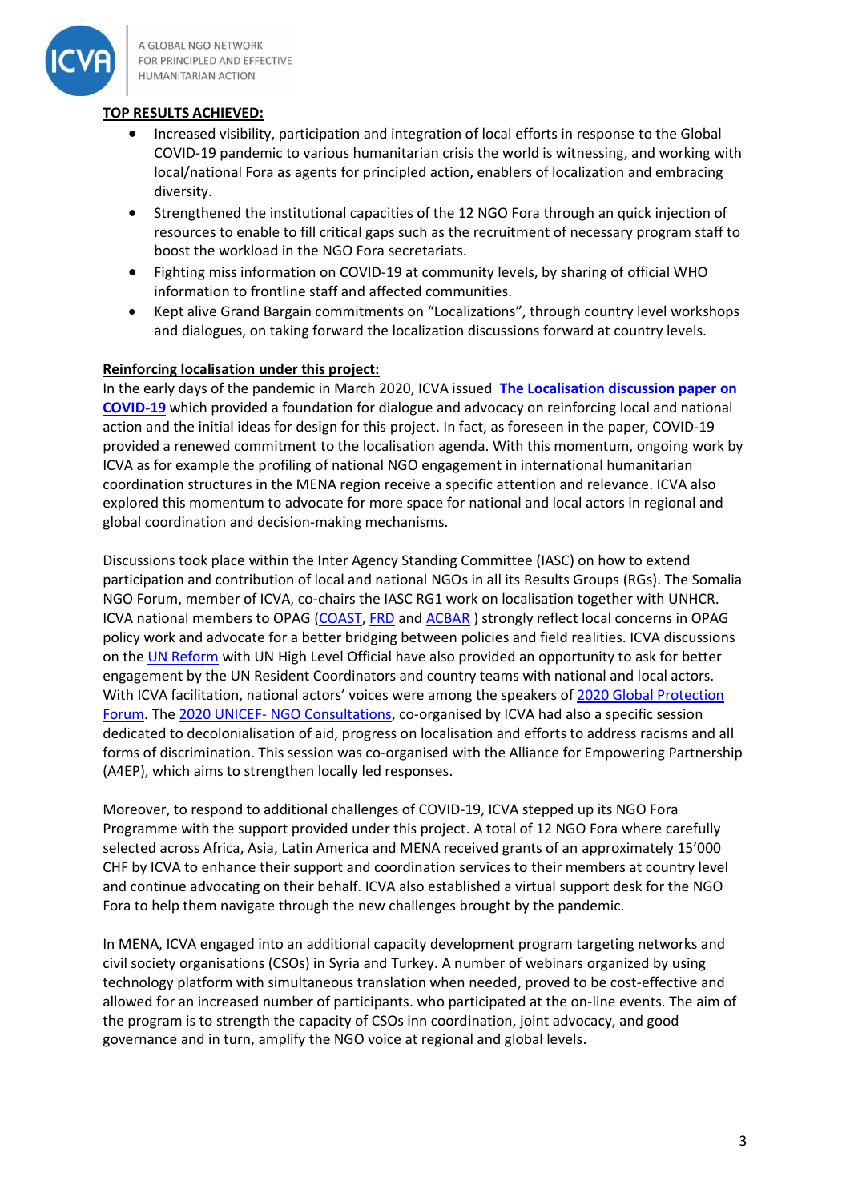**TOP RESULTS ACHIEVED:**

- Increased visibility, participation and integration of local efforts in response to the Global COVID-19 pandemic to various humanitarian crisis the world is witnessing, and working with local/national Fora as agents for principled action, enablers of localization and embracing diversity.
- Strengthened the institutional capacities of the 12 NGO Fora through an quick injection of resources to enable to fill critical gaps such as the recruitment of necessary program staff to boost the workload in the NGO Fora secretariats.
- Fighting miss information on COVID-19 at community levels, by sharing of official WHO information to frontline staff and affected communities.
- Kept alive Grand Bargain commitments on "Localizations", through country level workshops and dialogues, on taking forward the localization discussions forward at country levels.

**Reinforcing localisation under this project:**

In the early days of the pandemic in March 2020, ICVA issued **The Localisation discussion paper on COVID-19** which provided a foundation for dialogue and advocacy on reinforcing local and national action and the initial ideas for design for this project. In fact, as foreseen in the paper, COVID-19 provided a renewed commitment to the localisation agenda. With this momentum, ongoing work by ICVA as for example the profiling of national NGO engagement in international humanitarian coordination structures in the MENA region receive a specific attention and relevance. ICVA also explored this momentum to advocate for more space for national and local actors in regional and global coordination and decision-making mechanisms.

Discussions took place within the Inter Agency Standing Committee (IASC) on how to extend participation and contribution of local and national NGOs in all its Results Groups (RGs). The Somalia NGO Forum, member of ICVA, co-chairs the IASC RG1 work on localisation together with UNHCR. ICVA national members to OPAG (COAST, FRD and ACBAR ) strongly reflect local concerns in OPAG policy work and advocate for a better bridging between policies and field realities. ICVA discussions on the UN Reform with UN High Level Official have also provided an opportunity to ask for better engagement by the UN Resident Coordinators and country teams with national and local actors. With ICVA facilitation, national actors' voices were among the speakers of 2020 Global Protection Forum. The 2020 UNICEF- NGO Consultations, co-organised by ICVA had also a specific session dedicated to decolonialisation of aid, progress on localisation and efforts to address racisms and all forms of discrimination. This session was co-organised with the Alliance for Empowering Partnership (A4EP), which aims to strengthen locally led responses.

Moreover, to respond to additional challenges of COVID-19, ICVA stepped up its NGO Fora Programme with the support provided under this project. A total of 12 NGO Fora where carefully selected across Africa, Asia, Latin America and MENA received grants of an approximately 15'000 CHF by ICVA to enhance their support and coordination services to their members at country level and continue advocating on their behalf. ICVA also established a virtual support desk for the NGO Fora to help them navigate through the new challenges brought by the pandemic.

In MENA, ICVA engaged into an additional capacity development program targeting networks and civil society organisations (CSOs) in Syria and Turkey. A number of webinars organized by using technology platform with simultaneous translation when needed, proved to be cost-effective and allowed for an increased number of participants. who participated at the on-line events. The aim of the program is to strength the capacity of CSOs inn coordination, joint advocacy, and good governance and in turn, amplify the NGO voice at regional and global levels.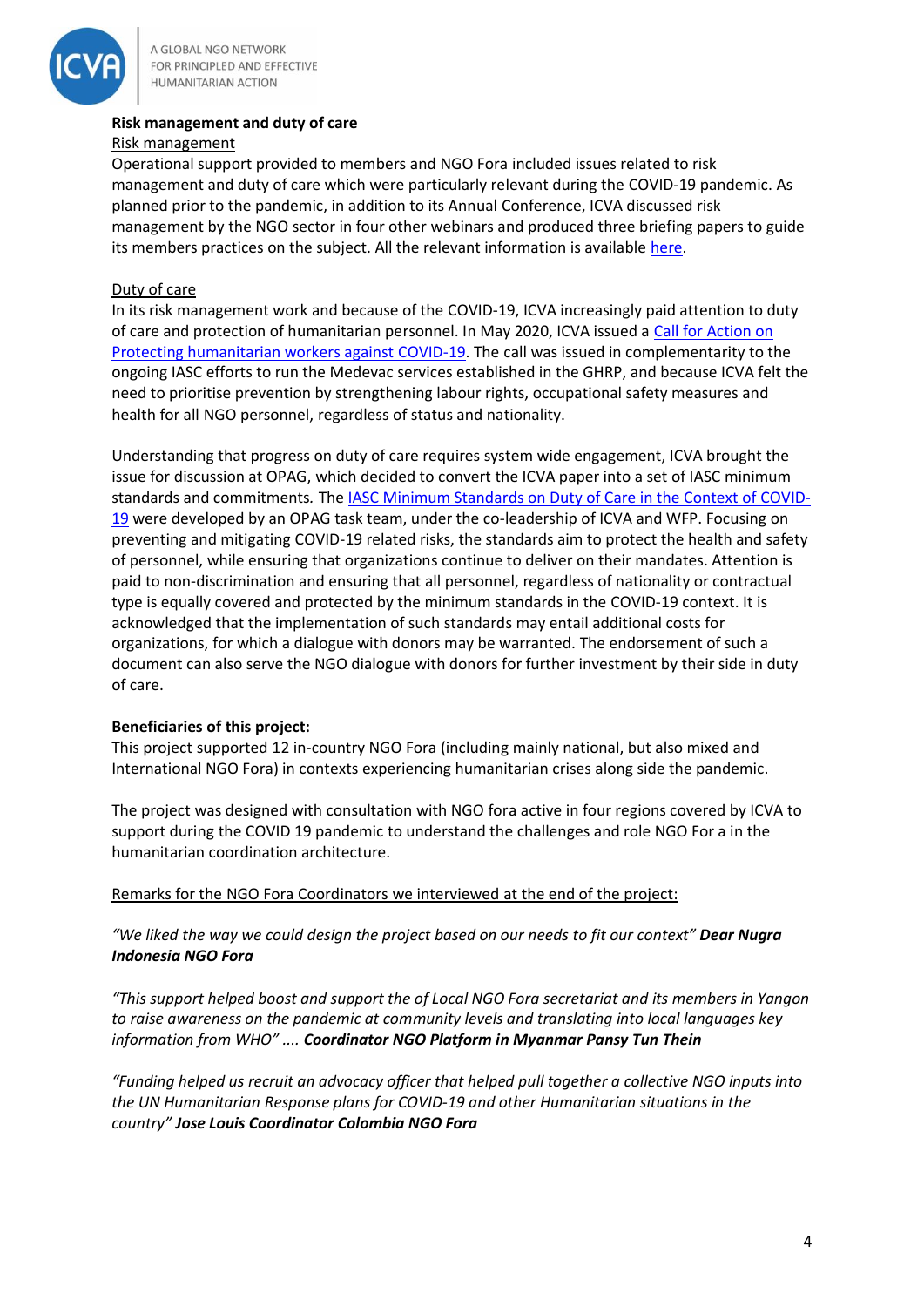**Risk management and duty of care**

Risk management

Operational support provided to members and NGO Fora included issues related to risk management and duty of care which were particularly relevant during the COVID-19 pandemic. As planned prior to the pandemic, in addition to its Annual Conference, ICVA discussed risk management by the NGO sector in four other webinars and produced three briefing papers to guide its members practices on the subject. All the relevant information is available here.

Duty of care

In its risk management work and because of the COVID-19, ICVA increasingly paid attention to duty of care and protection of humanitarian personnel. In May 2020, ICVA issued a Call for Action on Protecting humanitarian workers against COVID-19. The call was issued in complementarity to the ongoing IASC efforts to run the Medevac services established in the GHRP, and because ICVA felt the need to prioritise prevention by strengthening labour rights, occupational safety measures and health for all NGO personnel, regardless of status and nationality.

Understanding that progress on duty of care requires system wide engagement, ICVA brought the issue for discussion at OPAG, which decided to convert the ICVA paper into a set of IASC minimum standards and commitments*.* The IASC Minimum Standards on Duty of Care in the Context of COVID-19 were developed by an OPAG task team, under the co-leadership of ICVA and WFP. Focusing on preventing and mitigating COVID-19 related risks, the standards aim to protect the health and safety of personnel, while ensuring that organizations continue to deliver on their mandates. Attention is paid to non-discrimination and ensuring that all personnel, regardless of nationality or contractual type is equally covered and protected by the minimum standards in the COVID-19 context. It is acknowledged that the implementation of such standards may entail additional costs for organizations, for which a dialogue with donors may be warranted. The endorsement of such a document can also serve the NGO dialogue with donors for further investment by their side in duty of care.

**Beneficiaries of this project:**

This project supported 12 in-country NGO Fora (including mainly national, but also mixed and International NGO Fora) in contexts experiencing humanitarian crises along side the pandemic.

The project was designed with consultation with NGO fora active in four regions covered by ICVA to support during the COVID 19 pandemic to understand the challenges and role NGO For a in the humanitarian coordination architecture.

Remarks for the NGO Fora Coordinators we interviewed at the end of the project:

*"We liked the way we could design the project based on our needs to fit our context"* ***Dear Nugra Indonesia NGO Fora***

*"This support helped boost and support the of Local NGO Fora secretariat and its members in Yangon to raise awareness on the pandemic at community levels and translating into local languages key information from WHO" ....* ***Coordinator NGO Platform in Myanmar Pansy Tun Thein***

*"Funding helped us recruit an advocacy officer that helped pull together a collective NGO inputs into the UN Humanitarian Response plans for COVID-19 and other Humanitarian situations in the country"* ***Jose Louis Coordinator Colombia NGO Fora***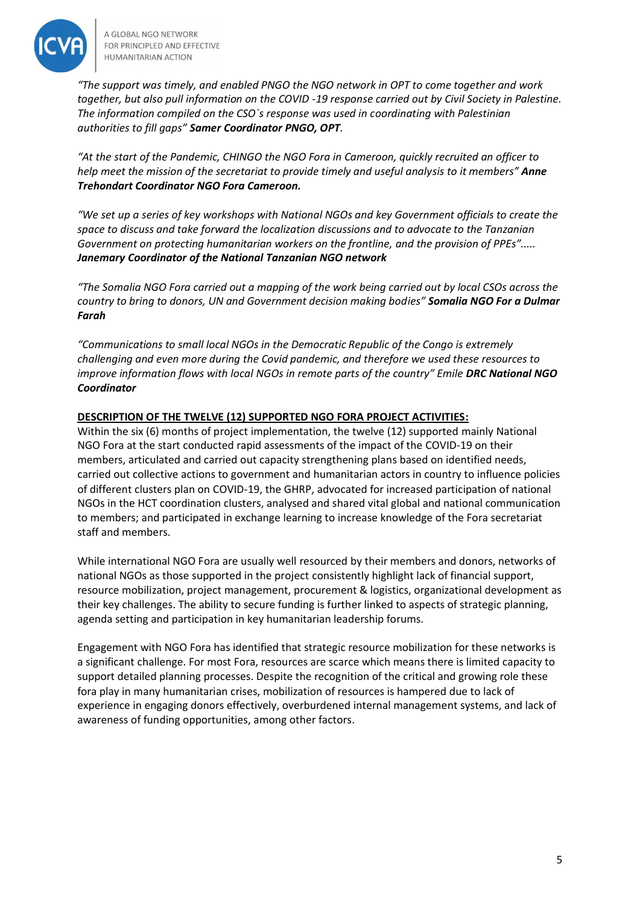*"The support was timely, and enabled PNGO the NGO network in OPT to come together and work together, but also pull information on the COVID -19 response carried out by Civil Society in Palestine. The information compiled on the CSO`s response was used in coordinating with Palestinian authorities to fill gaps"* ***Samer Coordinator PNGO, OPT****.*

*"At the start of the Pandemic, CHINGO the NGO Fora in Cameroon, quickly recruited an officer to help meet the mission of the secretariat to provide timely and useful analysis to it members"* ***Anne Trehondart Coordinator NGO Fora Cameroon.***

*"We set up a series of key workshops with National NGOs and key Government officials to create the space to discuss and take forward the localization discussions and to advocate to the Tanzanian Government on protecting humanitarian workers on the frontline, and the provision of PPEs"…..* ***Janemary Coordinator of the National Tanzanian NGO network***

*"The Somalia NGO Fora carried out a mapping of the work being carried out by local CSOs across the country to bring to donors, UN and Government decision making bodies"* ***Somalia NGO For a Dulmar Farah***

*"Communications to small local NGOs in the Democratic Republic of the Congo is extremely challenging and even more during the Covid pandemic, and therefore we used these resources to improve information flows with local NGOs in remote parts of the country" Emile* ***DRC National NGO Coordinator***

**DESCRIPTION OF THE TWELVE (12) SUPPORTED NGO FORA PROJECT ACTIVITIES:**

Within the six (6) months of project implementation, the twelve (12) supported mainly National NGO Fora at the start conducted rapid assessments of the impact of the COVID-19 on their members, articulated and carried out capacity strengthening plans based on identified needs, carried out collective actions to government and humanitarian actors in country to influence policies of different clusters plan on COVID-19, the GHRP, advocated for increased participation of national NGOs in the HCT coordination clusters, analysed and shared vital global and national communication to members; and participated in exchange learning to increase knowledge of the Fora secretariat staff and members.

While international NGO Fora are usually well resourced by their members and donors, networks of national NGOs as those supported in the project consistently highlight lack of financial support, resource mobilization, project management, procurement & logistics, organizational development as their key challenges. The ability to secure funding is further linked to aspects of strategic planning, agenda setting and participation in key humanitarian leadership forums.

Engagement with NGO Fora has identified that strategic resource mobilization for these networks is a significant challenge. For most Fora, resources are scarce which means there is limited capacity to support detailed planning processes. Despite the recognition of the critical and growing role these fora play in many humanitarian crises, mobilization of resources is hampered due to lack of experience in engaging donors effectively, overburdened internal management systems, and lack of awareness of funding opportunities, among other factors.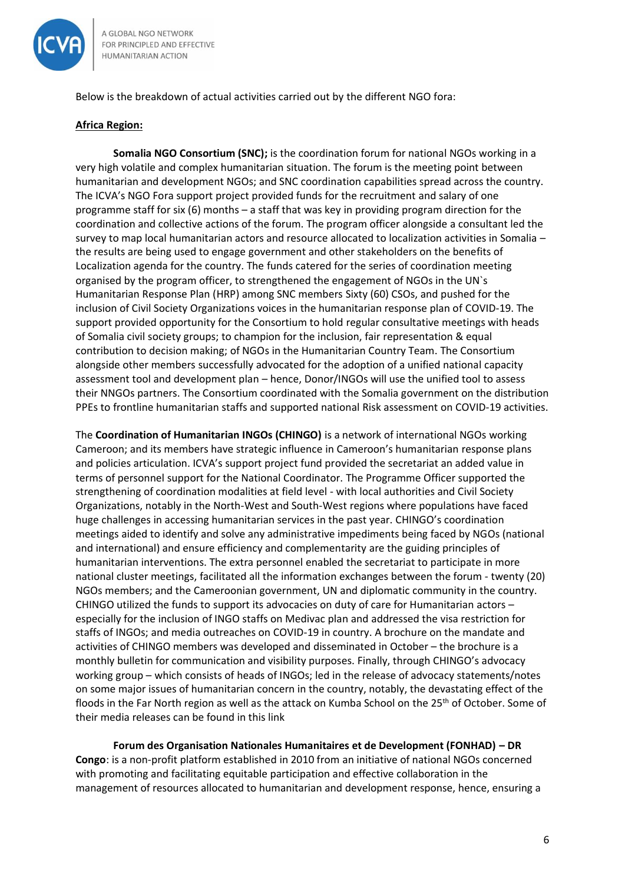Below is the breakdown of actual activities carried out by the different NGO fora:

**Africa Region:**

**Somalia NGO Consortium (SNC);** is the coordination forum for national NGOs working in a very high volatile and complex humanitarian situation. The forum is the meeting point between humanitarian and development NGOs; and SNC coordination capabilities spread across the country. The ICVA's NGO Fora support project provided funds for the recruitment and salary of one programme staff for six (6) months – a staff that was key in providing program direction for the coordination and collective actions of the forum. The program officer alongside a consultant led the survey to map local humanitarian actors and resource allocated to localization activities in Somalia – the results are being used to engage government and other stakeholders on the benefits of Localization agenda for the country. The funds catered for the series of coordination meeting organised by the program officer, to strengthened the engagement of NGOs in the UN`s Humanitarian Response Plan (HRP) among SNC members Sixty (60) CSOs, and pushed for the inclusion of Civil Society Organizations voices in the humanitarian response plan of COVID-19. The support provided opportunity for the Consortium to hold regular consultative meetings with heads of Somalia civil society groups; to champion for the inclusion, fair representation & equal contribution to decision making; of NGOs in the Humanitarian Country Team. The Consortium alongside other members successfully advocated for the adoption of a unified national capacity assessment tool and development plan – hence, Donor/INGOs will use the unified tool to assess their NNGOs partners. The Consortium coordinated with the Somalia government on the distribution PPEs to frontline humanitarian staffs and supported national Risk assessment on COVID-19 activities.

The **Coordination of Humanitarian INGOs (CHINGO)** is a network of international NGOs working Cameroon; and its members have strategic influence in Cameroon's humanitarian response plans and policies articulation. ICVA's support project fund provided the secretariat an added value in terms of personnel support for the National Coordinator. The Programme Officer supported the strengthening of coordination modalities at field level - with local authorities and Civil Society Organizations, notably in the North-West and South-West regions where populations have faced huge challenges in accessing humanitarian services in the past year. CHINGO's coordination meetings aided to identify and solve any administrative impediments being faced by NGOs (national and international) and ensure efficiency and complementarity are the guiding principles of humanitarian interventions. The extra personnel enabled the secretariat to participate in more national cluster meetings, facilitated all the information exchanges between the forum - twenty (20) NGOs members; and the Cameroonian government, UN and diplomatic community in the country. CHINGO utilized the funds to support its advocacies on duty of care for Humanitarian actors – especially for the inclusion of INGO staffs on Medivac plan and addressed the visa restriction for staffs of INGOs; and media outreaches on COVID-19 in country. A brochure on the mandate and activities of CHINGO members was developed and disseminated in October – the brochure is a monthly bulletin for communication and visibility purposes. Finally, through CHINGO's advocacy working group – which consists of heads of INGOs; led in the release of advocacy statements/notes on some major issues of humanitarian concern in the country, notably, the devastating effect of the floods in the Far North region as well as the attack on Kumba School on the 25th of October. Some of their media releases can be found in this link

**Forum des Organisation Nationales Humanitaires et de Development (FONHAD) – DR Congo**: is a non-profit platform established in 2010 from an initiative of national NGOs concerned with promoting and facilitating equitable participation and effective collaboration in the management of resources allocated to humanitarian and development response, hence, ensuring a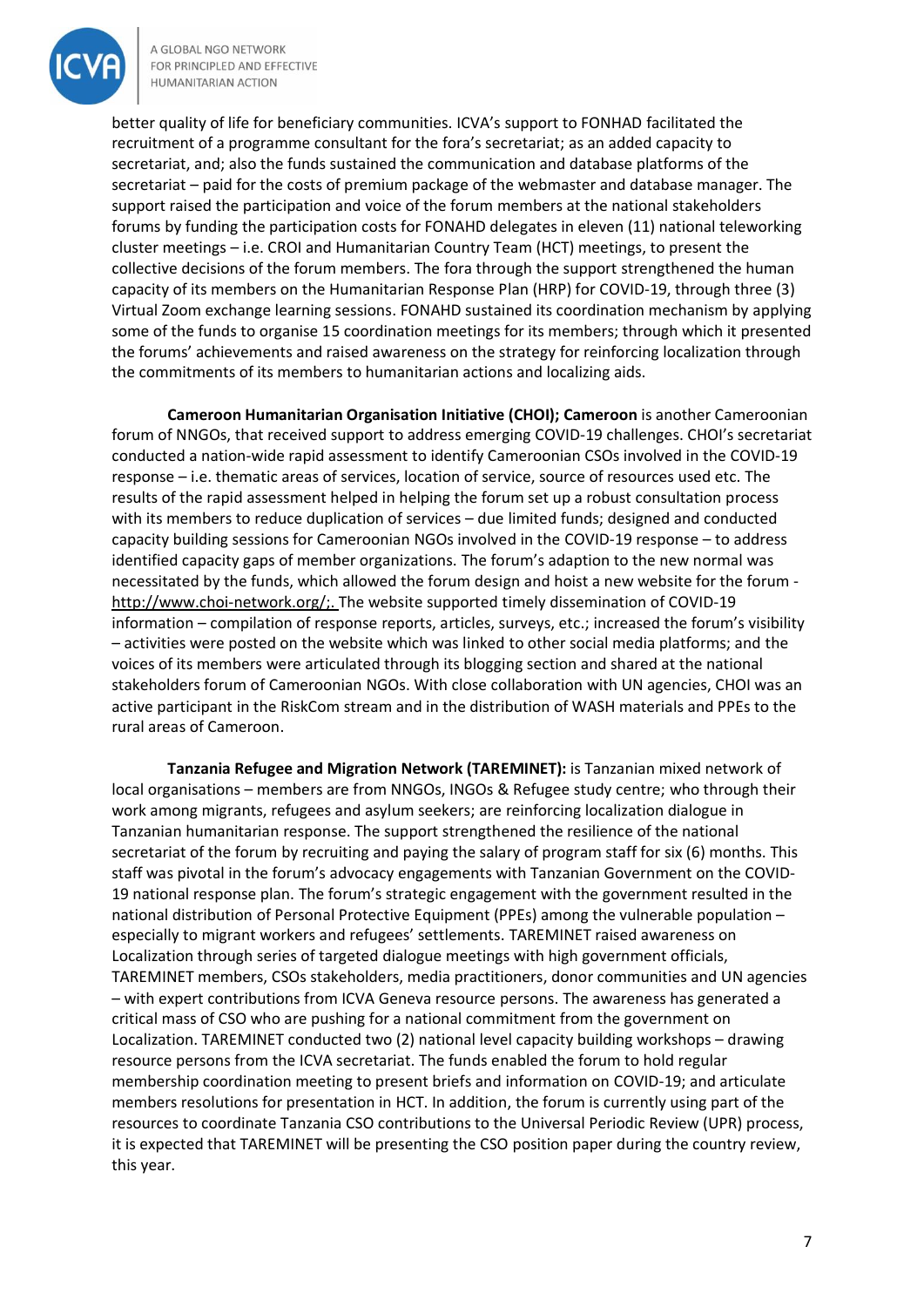better quality of life for beneficiary communities. ICVA's support to FONHAD facilitated the recruitment of a programme consultant for the fora's secretariat; as an added capacity to secretariat, and; also the funds sustained the communication and database platforms of the secretariat – paid for the costs of premium package of the webmaster and database manager. The support raised the participation and voice of the forum members at the national stakeholders forums by funding the participation costs for FONAHD delegates in eleven (11) national teleworking cluster meetings – i.e. CROI and Humanitarian Country Team (HCT) meetings, to present the collective decisions of the forum members. The fora through the support strengthened the human capacity of its members on the Humanitarian Response Plan (HRP) for COVID-19, through three (3) Virtual Zoom exchange learning sessions. FONAHD sustained its coordination mechanism by applying some of the funds to organise 15 coordination meetings for its members; through which it presented the forums' achievements and raised awareness on the strategy for reinforcing localization through the commitments of its members to humanitarian actions and localizing aids.

**Cameroon Humanitarian Organisation Initiative (CHOI); Cameroon** is another Cameroonian forum of NNGOs, that received support to address emerging COVID-19 challenges. CHOI's secretariat conducted a nation-wide rapid assessment to identify Cameroonian CSOs involved in the COVID-19 response – i.e. thematic areas of services, location of service, source of resources used etc. The results of the rapid assessment helped in helping the forum set up a robust consultation process with its members to reduce duplication of services – due limited funds; designed and conducted capacity building sessions for Cameroonian NGOs involved in the COVID-19 response – to address identified capacity gaps of member organizations. The forum's adaption to the new normal was necessitated by the funds, which allowed the forum design and hoist a new website for the forum - http://www.choi-network.org/;. The website supported timely dissemination of COVID-19 information – compilation of response reports, articles, surveys, etc.; increased the forum's visibility – activities were posted on the website which was linked to other social media platforms; and the voices of its members were articulated through its blogging section and shared at the national stakeholders forum of Cameroonian NGOs. With close collaboration with UN agencies, CHOI was an active participant in the RiskCom stream and in the distribution of WASH materials and PPEs to the rural areas of Cameroon.

**Tanzania Refugee and Migration Network (TAREMINET):** is Tanzanian mixed network of local organisations – members are from NNGOs, INGOs & Refugee study centre; who through their work among migrants, refugees and asylum seekers; are reinforcing localization dialogue in Tanzanian humanitarian response. The support strengthened the resilience of the national secretariat of the forum by recruiting and paying the salary of program staff for six (6) months. This staff was pivotal in the forum's advocacy engagements with Tanzanian Government on the COVID-19 national response plan. The forum's strategic engagement with the government resulted in the national distribution of Personal Protective Equipment (PPEs) among the vulnerable population – especially to migrant workers and refugees' settlements. TAREMINET raised awareness on Localization through series of targeted dialogue meetings with high government officials, TAREMINET members, CSOs stakeholders, media practitioners, donor communities and UN agencies – with expert contributions from ICVA Geneva resource persons. The awareness has generated a critical mass of CSO who are pushing for a national commitment from the government on Localization. TAREMINET conducted two (2) national level capacity building workshops – drawing resource persons from the ICVA secretariat. The funds enabled the forum to hold regular membership coordination meeting to present briefs and information on COVID-19; and articulate members resolutions for presentation in HCT. In addition, the forum is currently using part of the resources to coordinate Tanzania CSO contributions to the Universal Periodic Review (UPR) process, it is expected that TAREMINET will be presenting the CSO position paper during the country review, this year.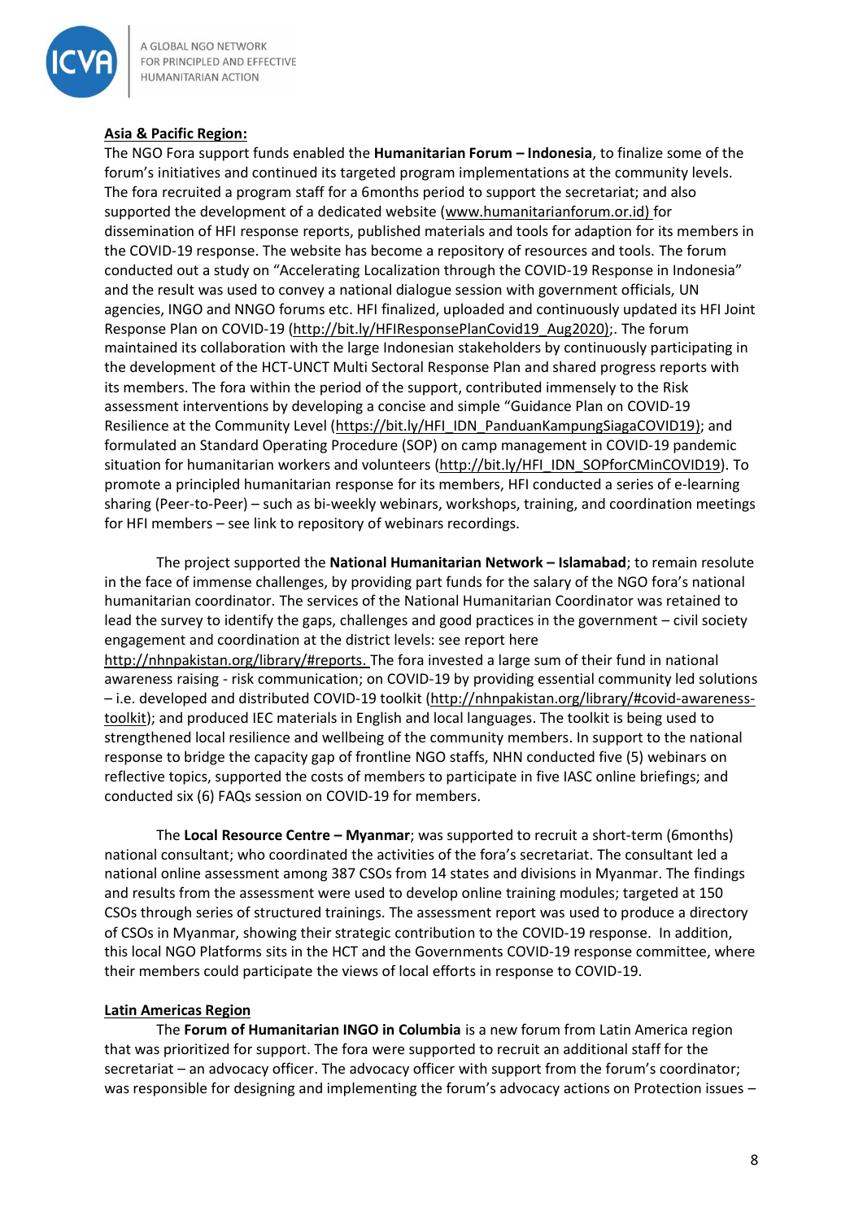**Asia & Pacific Region:**

The NGO Fora support funds enabled the **Humanitarian Forum – Indonesia**, to finalize some of the forum's initiatives and continued its targeted program implementations at the community levels. The fora recruited a program staff for a 6months period to support the secretariat; and also supported the development of a dedicated website (www.humanitarianforum.or.id) for dissemination of HFI response reports, published materials and tools for adaption for its members in the COVID-19 response. The website has become a repository of resources and tools. The forum conducted out a study on "Accelerating Localization through the COVID-19 Response in Indonesia" and the result was used to convey a national dialogue session with government officials, UN agencies, INGO and NNGO forums etc. HFI finalized, uploaded and continuously updated its HFI Joint Response Plan on COVID-19 (http://bit.ly/HFIResponsePlanCovid19_Aug2020);. The forum maintained its collaboration with the large Indonesian stakeholders by continuously participating in the development of the HCT-UNCT Multi Sectoral Response Plan and shared progress reports with its members. The fora within the period of the support, contributed immensely to the Risk assessment interventions by developing a concise and simple "Guidance Plan on COVID-19 Resilience at the Community Level (https://bit.ly/HFI_IDN_PanduanKampungSiagaCOVID19); and formulated an Standard Operating Procedure (SOP) on camp management in COVID-19 pandemic situation for humanitarian workers and volunteers (http://bit.ly/HFI_IDN_SOPforCMinCOVID19). To promote a principled humanitarian response for its members, HFI conducted a series of e-learning sharing (Peer-to-Peer) – such as bi-weekly webinars, workshops, training, and coordination meetings for HFI members – see link to repository of webinars recordings.

The project supported the **National Humanitarian Network – Islamabad**; to remain resolute in the face of immense challenges, by providing part funds for the salary of the NGO fora's national humanitarian coordinator. The services of the National Humanitarian Coordinator was retained to lead the survey to identify the gaps, challenges and good practices in the government – civil society engagement and coordination at the district levels: see report here http://nhnpakistan.org/library/#reports. The fora invested a large sum of their fund in national awareness raising - risk communication; on COVID-19 by providing essential community led solutions – i.e. developed and distributed COVID-19 toolkit (http://nhnpakistan.org/library/#covid-awareness-toolkit); and produced IEC materials in English and local languages. The toolkit is being used to strengthened local resilience and wellbeing of the community members. In support to the national response to bridge the capacity gap of frontline NGO staffs, NHN conducted five (5) webinars on reflective topics, supported the costs of members to participate in five IASC online briefings; and conducted six (6) FAQs session on COVID-19 for members.

The **Local Resource Centre – Myanmar**; was supported to recruit a short-term (6months) national consultant; who coordinated the activities of the fora's secretariat. The consultant led a national online assessment among 387 CSOs from 14 states and divisions in Myanmar. The findings and results from the assessment were used to develop online training modules; targeted at 150 CSOs through series of structured trainings. The assessment report was used to produce a directory of CSOs in Myanmar, showing their strategic contribution to the COVID-19 response. In addition, this local NGO Platforms sits in the HCT and the Governments COVID-19 response committee, where their members could participate the views of local efforts in response to COVID-19.

**Latin Americas Region**

The **Forum of Humanitarian INGO in Columbia** is a new forum from Latin America region that was prioritized for support. The fora were supported to recruit an additional staff for the secretariat – an advocacy officer. The advocacy officer with support from the forum's coordinator; was responsible for designing and implementing the forum's advocacy actions on Protection issues –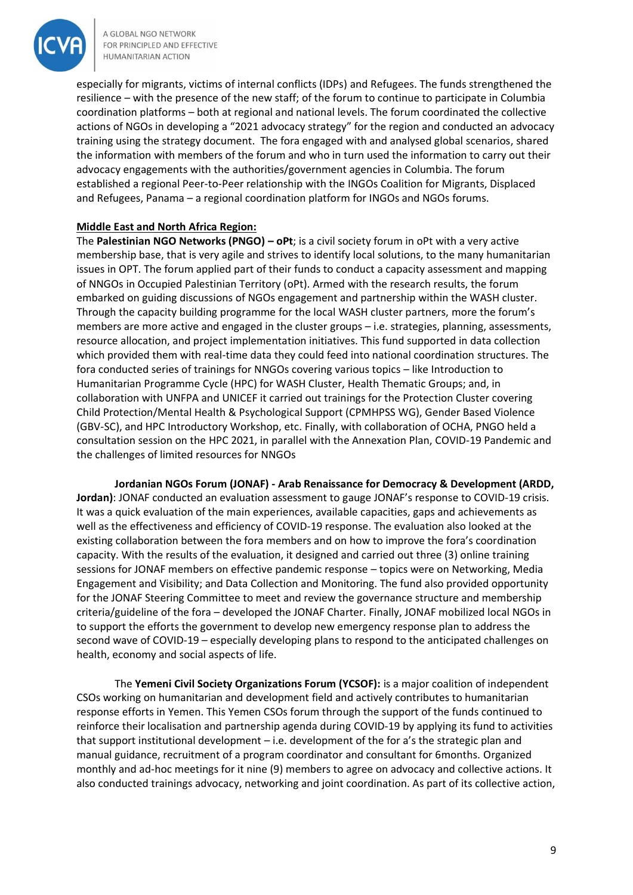especially for migrants, victims of internal conflicts (IDPs) and Refugees. The funds strengthened the resilience – with the presence of the new staff; of the forum to continue to participate in Columbia coordination platforms – both at regional and national levels. The forum coordinated the collective actions of NGOs in developing a "2021 advocacy strategy" for the region and conducted an advocacy training using the strategy document. The fora engaged with and analysed global scenarios, shared the information with members of the forum and who in turn used the information to carry out their advocacy engagements with the authorities/government agencies in Columbia. The forum established a regional Peer-to-Peer relationship with the INGOs Coalition for Migrants, Displaced and Refugees, Panama – a regional coordination platform for INGOs and NGOs forums.

**Middle East and North Africa Region:**

The **Palestinian NGO Networks (PNGO) – oPt**; is a civil society forum in oPt with a very active membership base, that is very agile and strives to identify local solutions, to the many humanitarian issues in OPT. The forum applied part of their funds to conduct a capacity assessment and mapping of NNGOs in Occupied Palestinian Territory (oPt). Armed with the research results, the forum embarked on guiding discussions of NGOs engagement and partnership within the WASH cluster. Through the capacity building programme for the local WASH cluster partners, more the forum's members are more active and engaged in the cluster groups – i.e. strategies, planning, assessments, resource allocation, and project implementation initiatives. This fund supported in data collection which provided them with real-time data they could feed into national coordination structures. The fora conducted series of trainings for NNGOs covering various topics – like Introduction to Humanitarian Programme Cycle (HPC) for WASH Cluster, Health Thematic Groups; and, in collaboration with UNFPA and UNICEF it carried out trainings for the Protection Cluster covering Child Protection/Mental Health & Psychological Support (CPMHPSS WG), Gender Based Violence (GBV-SC), and HPC Introductory Workshop, etc. Finally, with collaboration of OCHA, PNGO held a consultation session on the HPC 2021, in parallel with the Annexation Plan, COVID-19 Pandemic and the challenges of limited resources for NNGOs

**Jordanian NGOs Forum (JONAF) - Arab Renaissance for Democracy & Development (ARDD, Jordan)**: JONAF conducted an evaluation assessment to gauge JONAF's response to COVID-19 crisis. It was a quick evaluation of the main experiences, available capacities, gaps and achievements as well as the effectiveness and efficiency of COVID-19 response. The evaluation also looked at the existing collaboration between the fora members and on how to improve the fora's coordination capacity. With the results of the evaluation, it designed and carried out three (3) online training sessions for JONAF members on effective pandemic response – topics were on Networking, Media Engagement and Visibility; and Data Collection and Monitoring. The fund also provided opportunity for the JONAF Steering Committee to meet and review the governance structure and membership criteria/guideline of the fora – developed the JONAF Charter. Finally, JONAF mobilized local NGOs in to support the efforts the government to develop new emergency response plan to address the second wave of COVID-19 – especially developing plans to respond to the anticipated challenges on health, economy and social aspects of life.

The **Yemeni Civil Society Organizations Forum (YCSOF):** is a major coalition of independent CSOs working on humanitarian and development field and actively contributes to humanitarian response efforts in Yemen. This Yemen CSOs forum through the support of the funds continued to reinforce their localisation and partnership agenda during COVID-19 by applying its fund to activities that support institutional development – i.e. development of the for a's the strategic plan and manual guidance, recruitment of a program coordinator and consultant for 6months. Organized monthly and ad-hoc meetings for it nine (9) members to agree on advocacy and collective actions. It also conducted trainings advocacy, networking and joint coordination. As part of its collective action,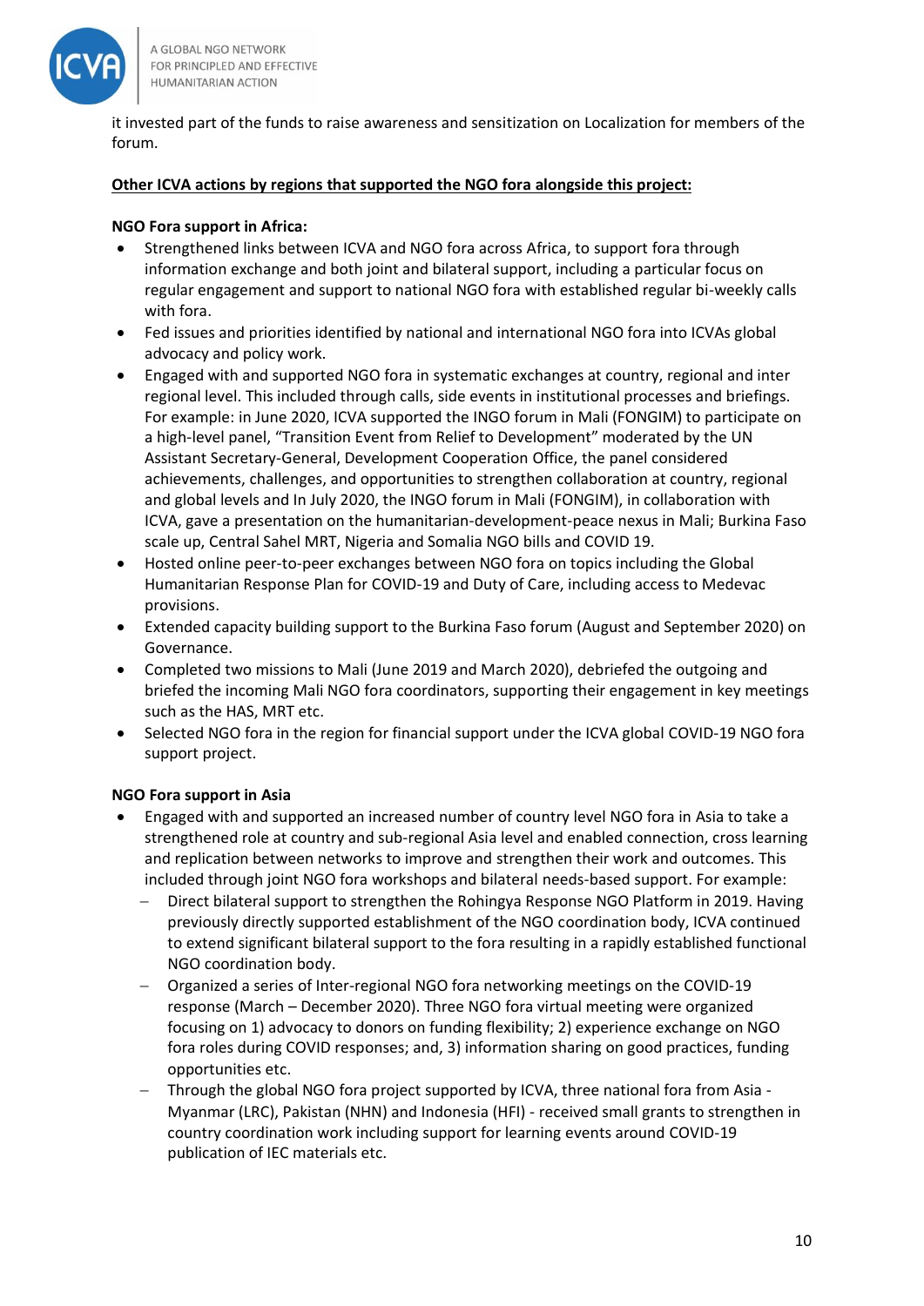it invested part of the funds to raise awareness and sensitization on Localization for members of the forum.

**<u>Other ICVA actions by regions that supported the NGO fora alongside this project:</u>**

**NGO Fora support in Africa:**

- Strengthened links between ICVA and NGO fora across Africa, to support fora through information exchange and both joint and bilateral support, including a particular focus on regular engagement and support to national NGO fora with established regular bi-weekly calls with fora.
- Fed issues and priorities identified by national and international NGO fora into ICVAs global advocacy and policy work.
- Engaged with and supported NGO fora in systematic exchanges at country, regional and inter regional level. This included through calls, side events in institutional processes and briefings. For example: in June 2020, ICVA supported the INGO forum in Mali (FONGIM) to participate on a high-level panel, "Transition Event from Relief to Development" moderated by the UN Assistant Secretary-General, Development Cooperation Office, the panel considered achievements, challenges, and opportunities to strengthen collaboration at country, regional and global levels and In July 2020, the INGO forum in Mali (FONGIM), in collaboration with ICVA, gave a presentation on the humanitarian-development-peace nexus in Mali; Burkina Faso scale up, Central Sahel MRT, Nigeria and Somalia NGO bills and COVID 19.
- Hosted online peer-to-peer exchanges between NGO fora on topics including the Global Humanitarian Response Plan for COVID-19 and Duty of Care, including access to Medevac provisions.
- Extended capacity building support to the Burkina Faso forum (August and September 2020) on Governance.
- Completed two missions to Mali (June 2019 and March 2020), debriefed the outgoing and briefed the incoming Mali NGO fora coordinators, supporting their engagement in key meetings such as the HAS, MRT etc.
- Selected NGO fora in the region for financial support under the ICVA global COVID-19 NGO fora support project.

**NGO Fora support in Asia**

- Engaged with and supported an increased number of country level NGO fora in Asia to take a strengthened role at country and sub-regional Asia level and enabled connection, cross learning and replication between networks to improve and strengthen their work and outcomes. This included through joint NGO fora workshops and bilateral needs-based support. For example:
  - Direct bilateral support to strengthen the Rohingya Response NGO Platform in 2019. Having previously directly supported establishment of the NGO coordination body, ICVA continued to extend significant bilateral support to the fora resulting in a rapidly established functional NGO coordination body.
  - Organized a series of Inter-regional NGO fora networking meetings on the COVID-19 response (March – December 2020). Three NGO fora virtual meeting were organized focusing on 1) advocacy to donors on funding flexibility; 2) experience exchange on NGO fora roles during COVID responses; and, 3) information sharing on good practices, funding opportunities etc.
  - Through the global NGO fora project supported by ICVA, three national fora from Asia - Myanmar (LRC), Pakistan (NHN) and Indonesia (HFI) - received small grants to strengthen in country coordination work including support for learning events around COVID-19 publication of IEC materials etc.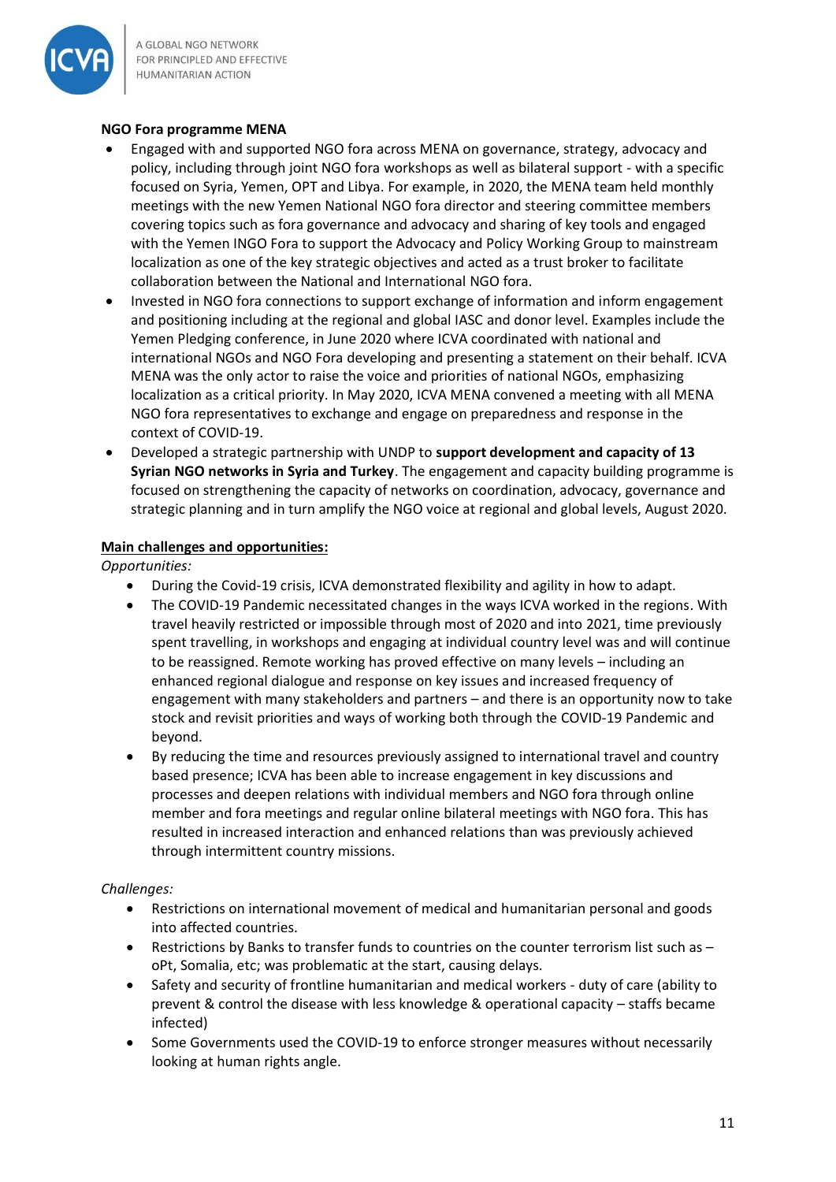**NGO Fora programme MENA**

- Engaged with and supported NGO fora across MENA on governance, strategy, advocacy and policy, including through joint NGO fora workshops as well as bilateral support - with a specific focused on Syria, Yemen, OPT and Libya. For example, in 2020, the MENA team held monthly meetings with the new Yemen National NGO fora director and steering committee members covering topics such as fora governance and advocacy and sharing of key tools and engaged with the Yemen INGO Fora to support the Advocacy and Policy Working Group to mainstream localization as one of the key strategic objectives and acted as a trust broker to facilitate collaboration between the National and International NGO fora.
- Invested in NGO fora connections to support exchange of information and inform engagement and positioning including at the regional and global IASC and donor level. Examples include the Yemen Pledging conference, in June 2020 where ICVA coordinated with national and international NGOs and NGO Fora developing and presenting a statement on their behalf. ICVA MENA was the only actor to raise the voice and priorities of national NGOs, emphasizing localization as a critical priority. In May 2020, ICVA MENA convened a meeting with all MENA NGO fora representatives to exchange and engage on preparedness and response in the context of COVID-19.
- Developed a strategic partnership with UNDP to **support development and capacity of 13 Syrian NGO networks in Syria and Turkey**. The engagement and capacity building programme is focused on strengthening the capacity of networks on coordination, advocacy, governance and strategic planning and in turn amplify the NGO voice at regional and global levels, August 2020.

**<u>Main challenges and opportunities:</u>**

*Opportunities:*

- During the Covid-19 crisis, ICVA demonstrated flexibility and agility in how to adapt.
- The COVID-19 Pandemic necessitated changes in the ways ICVA worked in the regions. With travel heavily restricted or impossible through most of 2020 and into 2021, time previously spent travelling, in workshops and engaging at individual country level was and will continue to be reassigned. Remote working has proved effective on many levels – including an enhanced regional dialogue and response on key issues and increased frequency of engagement with many stakeholders and partners – and there is an opportunity now to take stock and revisit priorities and ways of working both through the COVID-19 Pandemic and beyond.
- By reducing the time and resources previously assigned to international travel and country based presence; ICVA has been able to increase engagement in key discussions and processes and deepen relations with individual members and NGO fora through online member and fora meetings and regular online bilateral meetings with NGO fora. This has resulted in increased interaction and enhanced relations than was previously achieved through intermittent country missions.

*Challenges:*

- Restrictions on international movement of medical and humanitarian personal and goods into affected countries.
- Restrictions by Banks to transfer funds to countries on the counter terrorism list such as – oPt, Somalia, etc; was problematic at the start, causing delays.
- Safety and security of frontline humanitarian and medical workers - duty of care (ability to prevent & control the disease with less knowledge & operational capacity – staffs became infected)
- Some Governments used the COVID-19 to enforce stronger measures without necessarily looking at human rights angle.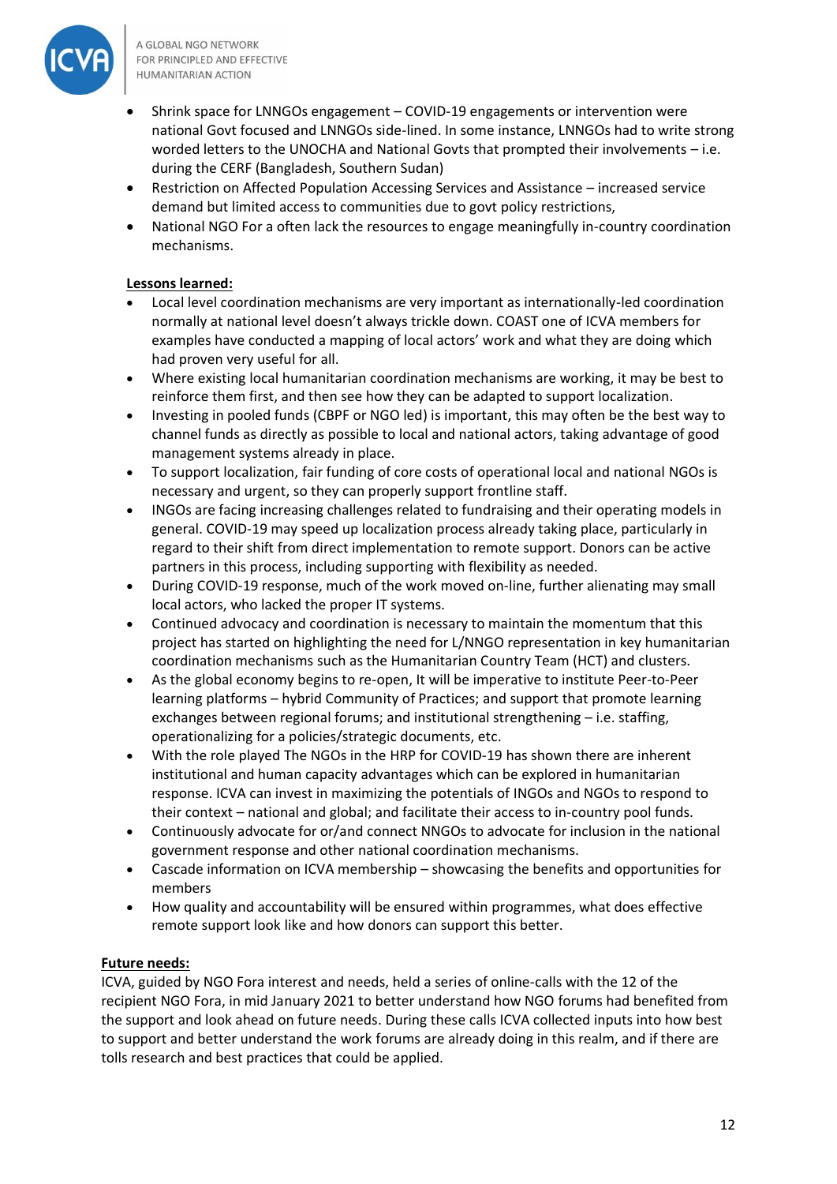- Shrink space for LNNGOs engagement – COVID-19 engagements or intervention were national Govt focused and LNNGOs side-lined. In some instance, LNNGOs had to write strong worded letters to the UNOCHA and National Govts that prompted their involvements – i.e. during the CERF (Bangladesh, Southern Sudan)
- Restriction on Affected Population Accessing Services and Assistance – increased service demand but limited access to communities due to govt policy restrictions,
- National NGO For a often lack the resources to engage meaningfully in-country coordination mechanisms.

**Lessons learned:**

- Local level coordination mechanisms are very important as internationally-led coordination normally at national level doesn't always trickle down. COAST one of ICVA members for examples have conducted a mapping of local actors' work and what they are doing which had proven very useful for all.
- Where existing local humanitarian coordination mechanisms are working, it may be best to reinforce them first, and then see how they can be adapted to support localization.
- Investing in pooled funds (CBPF or NGO led) is important, this may often be the best way to channel funds as directly as possible to local and national actors, taking advantage of good management systems already in place.
- To support localization, fair funding of core costs of operational local and national NGOs is necessary and urgent, so they can properly support frontline staff.
- INGOs are facing increasing challenges related to fundraising and their operating models in general. COVID-19 may speed up localization process already taking place, particularly in regard to their shift from direct implementation to remote support. Donors can be active partners in this process, including supporting with flexibility as needed.
- During COVID-19 response, much of the work moved on-line, further alienating may small local actors, who lacked the proper IT systems.
- Continued advocacy and coordination is necessary to maintain the momentum that this project has started on highlighting the need for L/NNGO representation in key humanitarian coordination mechanisms such as the Humanitarian Country Team (HCT) and clusters.
- As the global economy begins to re-open, It will be imperative to institute Peer-to-Peer learning platforms – hybrid Community of Practices; and support that promote learning exchanges between regional forums; and institutional strengthening – i.e. staffing, operationalizing for a policies/strategic documents, etc.
- With the role played The NGOs in the HRP for COVID-19 has shown there are inherent institutional and human capacity advantages which can be explored in humanitarian response. ICVA can invest in maximizing the potentials of INGOs and NGOs to respond to their context – national and global; and facilitate their access to in-country pool funds.
- Continuously advocate for or/and connect NNGOs to advocate for inclusion in the national government response and other national coordination mechanisms.
- Cascade information on ICVA membership – showcasing the benefits and opportunities for members
- How quality and accountability will be ensured within programmes, what does effective remote support look like and how donors can support this better.

**Future needs:**

ICVA, guided by NGO Fora interest and needs, held a series of online-calls with the 12 of the recipient NGO Fora, in mid January 2021 to better understand how NGO forums had benefited from the support and look ahead on future needs. During these calls ICVA collected inputs into how best to support and better understand the work forums are already doing in this realm, and if there are tolls research and best practices that could be applied.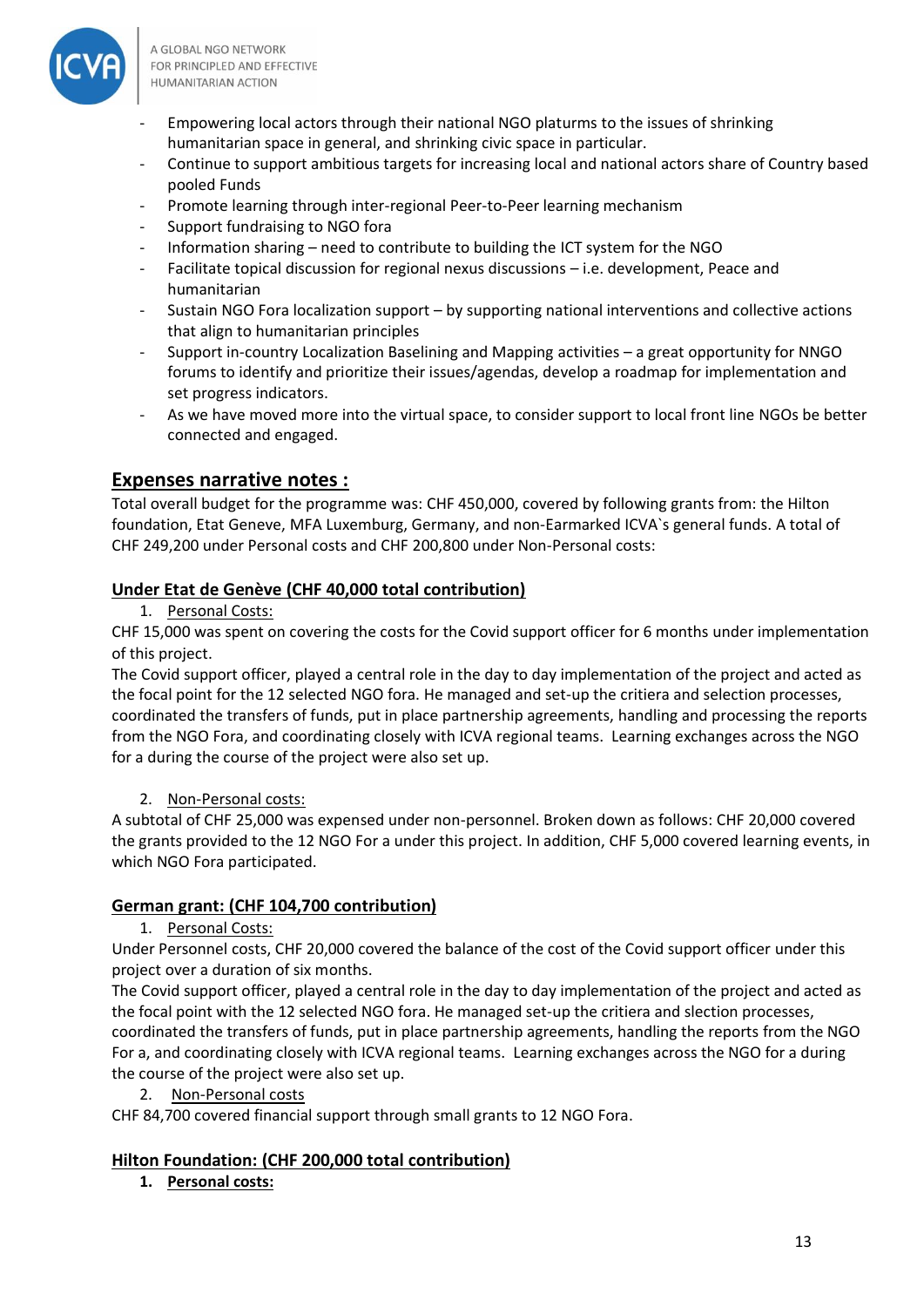- Empowering local actors through their national NGO platurms to the issues of shrinking humanitarian space in general, and shrinking civic space in particular.
- Continue to support ambitious targets for increasing local and national actors share of Country based pooled Funds
- Promote learning through inter-regional Peer-to-Peer learning mechanism
- Support fundraising to NGO fora
- Information sharing – need to contribute to building the ICT system for the NGO
- Facilitate topical discussion for regional nexus discussions – i.e. development, Peace and humanitarian
- Sustain NGO Fora localization support – by supporting national interventions and collective actions that align to humanitarian principles
- Support in-country Localization Baselining and Mapping activities – a great opportunity for NNGO forums to identify and prioritize their issues/agendas, develop a roadmap for implementation and set progress indicators.
- As we have moved more into the virtual space, to consider support to local front line NGOs be better connected and engaged.

## Expenses narrative notes :

Total overall budget for the programme was: CHF 450,000, covered by following grants from: the Hilton foundation, Etat Geneve, MFA Luxemburg, Germany, and non-Earmarked ICVA`s general funds. A total of CHF 249,200 under Personal costs and CHF 200,800 under Non-Personal costs:

### Under Etat de Genève (CHF 40,000 total contribution)

1. Personal Costs:

CHF 15,000 was spent on covering the costs for the Covid support officer for 6 months under implementation of this project.

The Covid support officer, played a central role in the day to day implementation of the project and acted as the focal point for the 12 selected NGO fora. He managed and set-up the critiera and selection processes, coordinated the transfers of funds, put in place partnership agreements, handling and processing the reports from the NGO Fora, and coordinating closely with ICVA regional teams. Learning exchanges across the NGO for a during the course of the project were also set up.

2. Non-Personal costs:

A subtotal of CHF 25,000 was expensed under non-personnel. Broken down as follows: CHF 20,000 covered the grants provided to the 12 NGO For a under this project. In addition, CHF 5,000 covered learning events, in which NGO Fora participated.

### German grant: (CHF 104,700 contribution)

1. Personal Costs:

Under Personnel costs, CHF 20,000 covered the balance of the cost of the Covid support officer under this project over a duration of six months.

The Covid support officer, played a central role in the day to day implementation of the project and acted as the focal point with the 12 selected NGO fora. He managed set-up the critiera and slection processes, coordinated the transfers of funds, put in place partnership agreements, handling the reports from the NGO For a, and coordinating closely with ICVA regional teams. Learning exchanges across the NGO for a during the course of the project were also set up.

2. Non-Personal costs

CHF 84,700 covered financial support through small grants to 12 NGO Fora.

### Hilton Foundation: (CHF 200,000 total contribution)

1. **Personal costs:**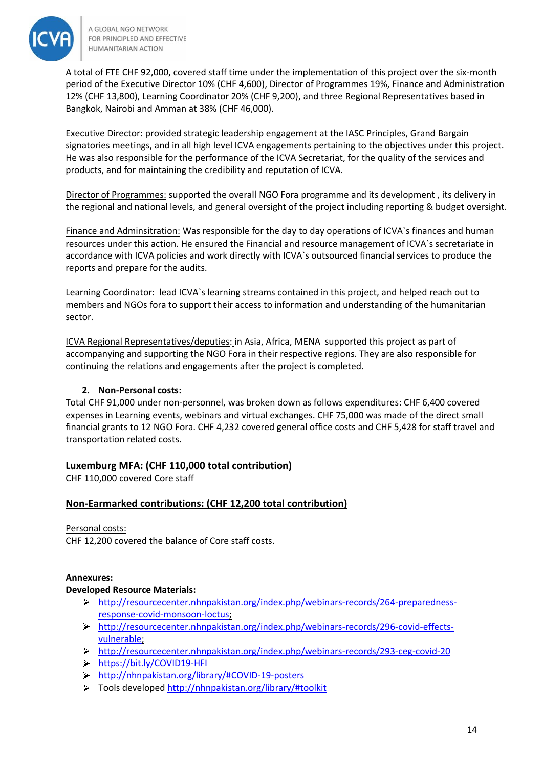A total of FTE CHF 92,000, covered staff time under the implementation of this project over the six-month period of the Executive Director 10% (CHF 4,600), Director of Programmes 19%, Finance and Administration 12% (CHF 13,800), Learning Coordinator 20% (CHF 9,200), and three Regional Representatives based in Bangkok, Nairobi and Amman at 38% (CHF 46,000).

Executive Director: provided strategic leadership engagement at the IASC Principles, Grand Bargain signatories meetings, and in all high level ICVA engagements pertaining to the objectives under this project. He was also responsible for the performance of the ICVA Secretariat, for the quality of the services and products, and for maintaining the credibility and reputation of ICVA.

Director of Programmes: supported the overall NGO Fora programme and its development , its delivery in the regional and national levels, and general oversight of the project including reporting & budget oversight.

Finance and Adminsitration: Was responsible for the day to day operations of ICVA`s finances and human resources under this action. He ensured the Financial and resource management of ICVA`s secretariate in accordance with ICVA policies and work directly with ICVA`s outsourced financial services to produce the reports and prepare for the audits.

Learning Coordinator: lead ICVA`s learning streams contained in this project, and helped reach out to members and NGOs fora to support their access to information and understanding of the humanitarian sector.

ICVA Regional Representatives/deputies: in Asia, Africa, MENA supported this project as part of accompanying and supporting the NGO Fora in their respective regions. They are also responsible for continuing the relations and engagements after the project is completed.

2. **Non-Personal costs:**

Total CHF 91,000 under non-personnel, was broken down as follows expenditures: CHF 6,400 covered expenses in Learning events, webinars and virtual exchanges. CHF 75,000 was made of the direct small financial grants to 12 NGO Fora. CHF 4,232 covered general office costs and CHF 5,428 for staff travel and transportation related costs.

## Luxemburg MFA: (CHF 110,000 total contribution)

CHF 110,000 covered Core staff

## Non-Earmarked contributions: (CHF 12,200 total contribution)

Personal costs:

CHF 12,200 covered the balance of Core staff costs.

**Annexures:**

**Developed Resource Materials:**

- http://resourcecenter.nhnpakistan.org/index.php/webinars-records/264-preparedness-response-covid-monsoon-loctus;
- http://resourcecenter.nhnpakistan.org/index.php/webinars-records/296-covid-effects-vulnerable;
- http://resourcecenter.nhnpakistan.org/index.php/webinars-records/293-ceg-covid-20
- https://bit.ly/COVID19-HFI
- http://nhnpakistan.org/library/#COVID-19-posters
- Tools developed http://nhnpakistan.org/library/#toolkit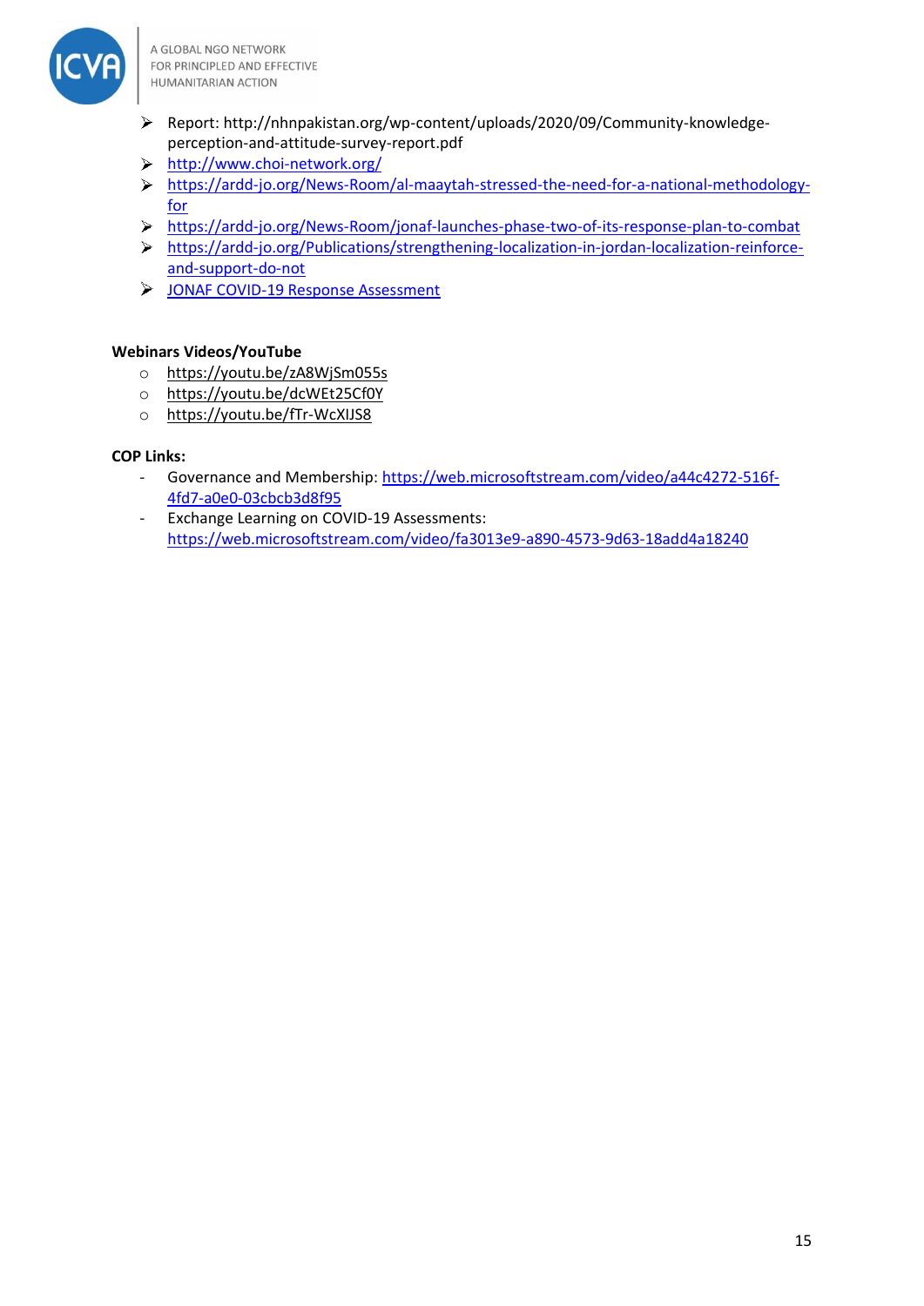- Report: http://nhnpakistan.org/wp-content/uploads/2020/09/Community-knowledge-perception-and-attitude-survey-report.pdf
- http://www.choi-network.org/
- https://ardd-jo.org/News-Room/al-maaytah-stressed-the-need-for-a-national-methodology-for
- https://ardd-jo.org/News-Room/jonaf-launches-phase-two-of-its-response-plan-to-combat
- https://ardd-jo.org/Publications/strengthening-localization-in-jordan-localization-reinforce-and-support-do-not
- JONAF COVID-19 Response Assessment

**Webinars Videos/YouTube**

- https://youtu.be/zA8WjSm055s
- https://youtu.be/dcWEt25Cf0Y
- https://youtu.be/fTr-WcXIJS8

**COP Links:**

- Governance and Membership: https://web.microsoftstream.com/video/a44c4272-516f-4fd7-a0e0-03cbcb3d8f95
- Exchange Learning on COVID-19 Assessments: https://web.microsoftstream.com/video/fa3013e9-a890-4573-9d63-18add4a18240